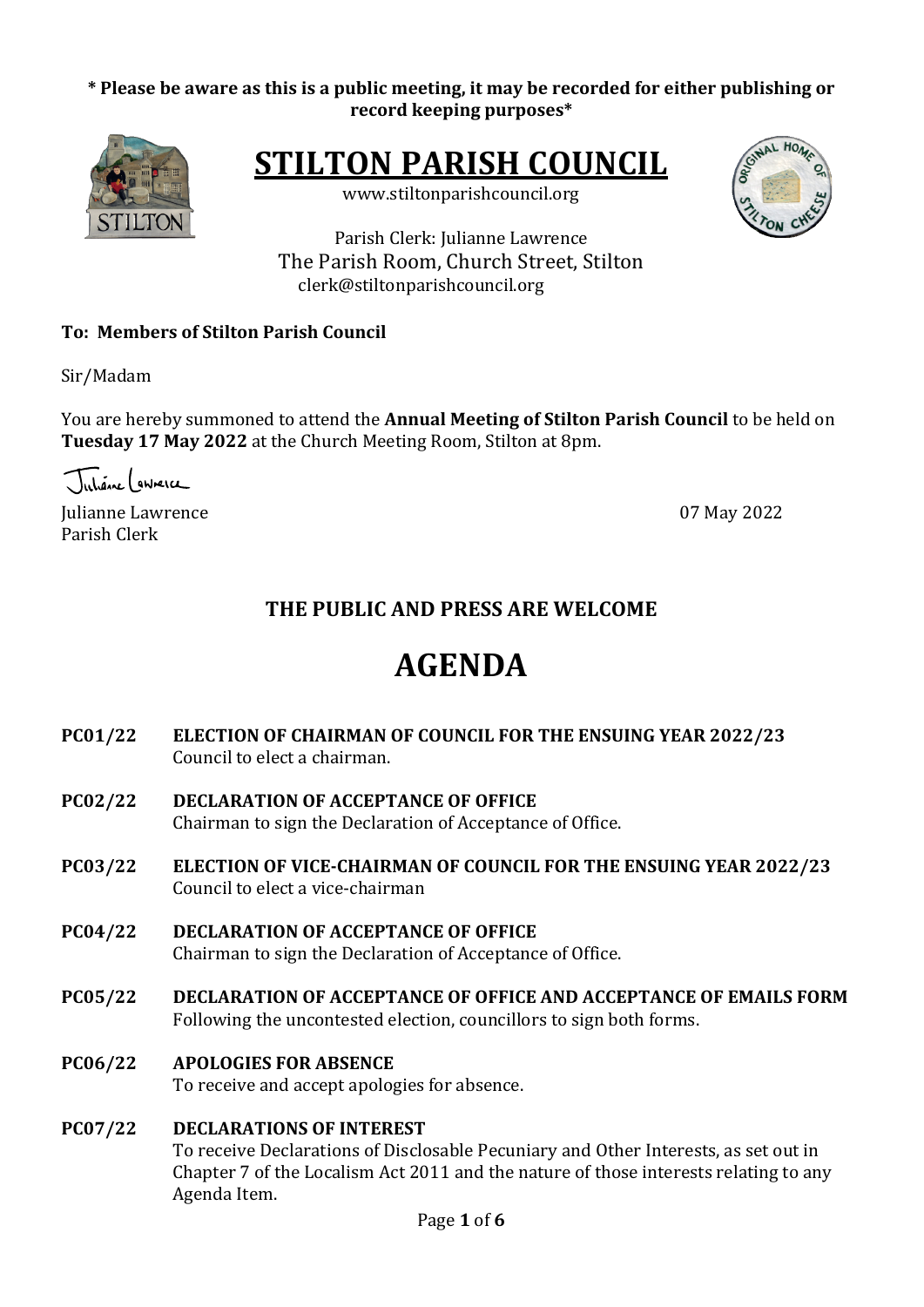**\* Please be aware as this is a public meeting, it may be recorded for either publishing or record keeping purposes\***

# STILTON PARISH COUNCIL

www.stiltonparishcouncil.org

Parish Clerk: Julianne Lawrence
The Parish Room, Church Street, Stilton
clerk@stiltonparishcouncil.org

**To: Members of Stilton Parish Council**

Sir/Madam

You are hereby summoned to attend the **Annual Meeting of Stilton Parish Council** to be held on **Tuesday 17 May 2022** at the Church Meeting Room, Stilton at 8pm.

Julianne Lawrence
Parish Clerk

07 May 2022

## THE PUBLIC AND PRESS ARE WELCOME

# AGENDA

**PC01/22 ELECTION OF CHAIRMAN OF COUNCIL FOR THE ENSUING YEAR 2022/23**
Council to elect a chairman.

**PC02/22 DECLARATION OF ACCEPTANCE OF OFFICE**
Chairman to sign the Declaration of Acceptance of Office.

**PC03/22 ELECTION OF VICE-CHAIRMAN OF COUNCIL FOR THE ENSUING YEAR 2022/23**
Council to elect a vice-chairman

**PC04/22 DECLARATION OF ACCEPTANCE OF OFFICE**
Chairman to sign the Declaration of Acceptance of Office.

**PC05/22 DECLARATION OF ACCEPTANCE OF OFFICE AND ACCEPTANCE OF EMAILS FORM**
Following the uncontested election, councillors to sign both forms.

**PC06/22 APOLOGIES FOR ABSENCE**
To receive and accept apologies for absence.

**PC07/22 DECLARATIONS OF INTEREST**
To receive Declarations of Disclosable Pecuniary and Other Interests, as set out in Chapter 7 of the Localism Act 2011 and the nature of those interests relating to any Agenda Item.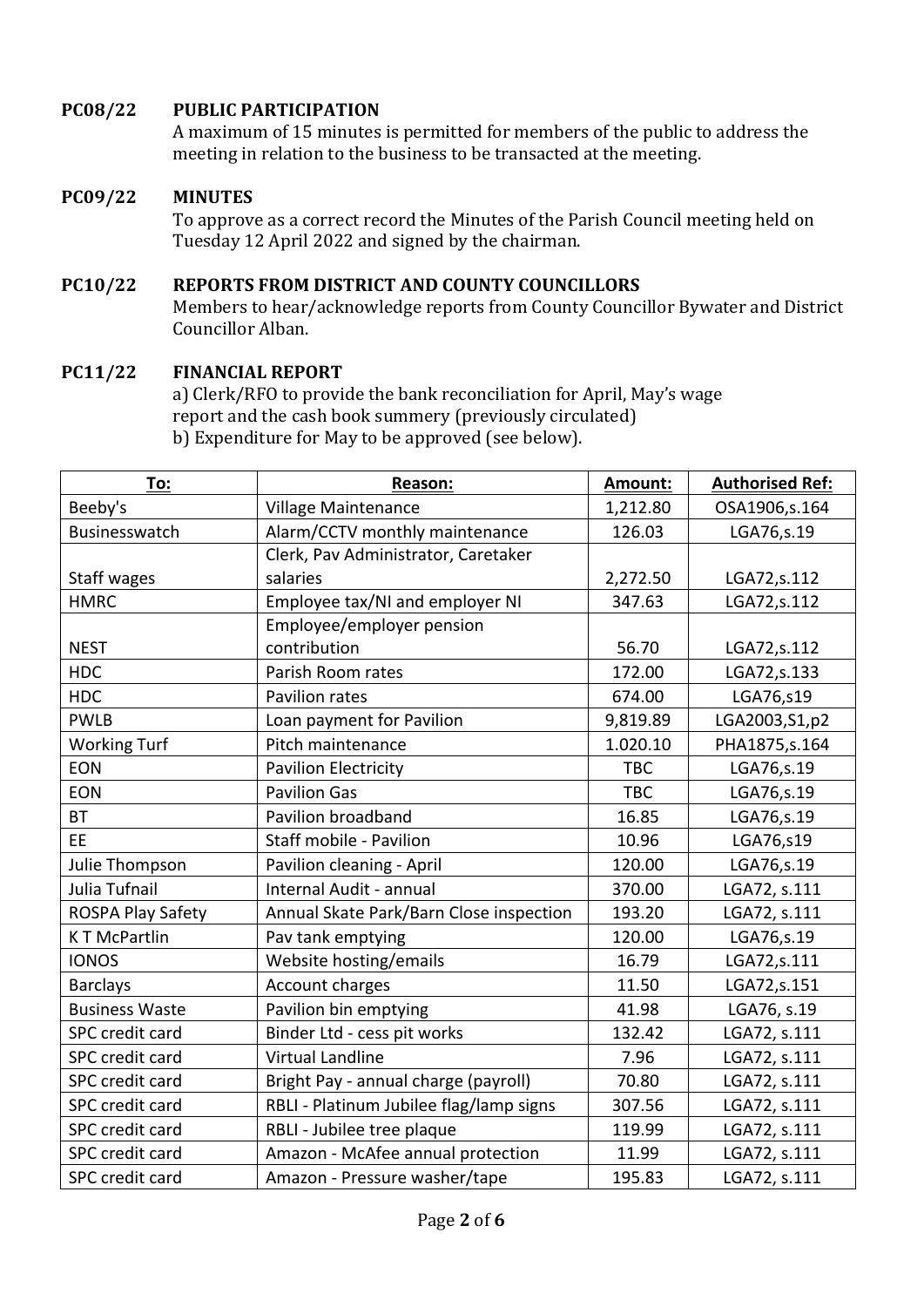**PC08/22 PUBLIC PARTICIPATION**

A maximum of 15 minutes is permitted for members of the public to address the meeting in relation to the business to be transacted at the meeting.

**PC09/22 MINUTES**

To approve as a correct record the Minutes of the Parish Council meeting held on Tuesday 12 April 2022 and signed by the chairman.

**PC10/22 REPORTS FROM DISTRICT AND COUNTY COUNCILLORS**

Members to hear/acknowledge reports from County Councillor Bywater and District Councillor Alban.

**PC11/22 FINANCIAL REPORT**

a) Clerk/RFO to provide the bank reconciliation for April, May's wage report and the cash book summery (previously circulated)
b) Expenditure for May to be approved (see below).

| To: | Reason: | Amount: | Authorised Ref: |
|---|---|---|---|
| Beeby's | Village Maintenance | 1,212.80 | OSA1906,s.164 |
| Businesswatch | Alarm/CCTV monthly maintenance | 126.03 | LGA76,s.19 |
| Staff wages | Clerk, Pav Administrator, Caretaker salaries | 2,272.50 | LGA72,s.112 |
| HMRC | Employee tax/NI and employer NI | 347.63 | LGA72,s.112 |
| NEST | Employee/employer pension contribution | 56.70 | LGA72,s.112 |
| HDC | Parish Room rates | 172.00 | LGA72,s.133 |
| HDC | Pavilion rates | 674.00 | LGA76,s19 |
| PWLB | Loan payment for Pavilion | 9,819.89 | LGA2003,S1,p2 |
| Working Turf | Pitch maintenance | 1.020.10 | PHA1875,s.164 |
| EON | Pavilion Electricity | TBC | LGA76,s.19 |
| EON | Pavilion Gas | TBC | LGA76,s.19 |
| BT | Pavilion broadband | 16.85 | LGA76,s.19 |
| EE | Staff mobile - Pavilion | 10.96 | LGA76,s19 |
| Julie Thompson | Pavilion cleaning - April | 120.00 | LGA76,s.19 |
| Julia Tufnail | Internal Audit - annual | 370.00 | LGA72, s.111 |
| ROSPA Play Safety | Annual Skate Park/Barn Close inspection | 193.20 | LGA72, s.111 |
| K T McPartlin | Pav tank emptying | 120.00 | LGA76,s.19 |
| IONOS | Website hosting/emails | 16.79 | LGA72,s.111 |
| Barclays | Account charges | 11.50 | LGA72,s.151 |
| Business Waste | Pavilion bin emptying | 41.98 | LGA76, s.19 |
| SPC credit card | Binder Ltd - cess pit works | 132.42 | LGA72, s.111 |
| SPC credit card | Virtual Landline | 7.96 | LGA72, s.111 |
| SPC credit card | Bright Pay - annual charge (payroll) | 70.80 | LGA72, s.111 |
| SPC credit card | RBLI - Platinum Jubilee flag/lamp signs | 307.56 | LGA72, s.111 |
| SPC credit card | RBLI - Jubilee tree plaque | 119.99 | LGA72, s.111 |
| SPC credit card | Amazon - McAfee annual protection | 11.99 | LGA72, s.111 |
| SPC credit card | Amazon - Pressure washer/tape | 195.83 | LGA72, s.111 |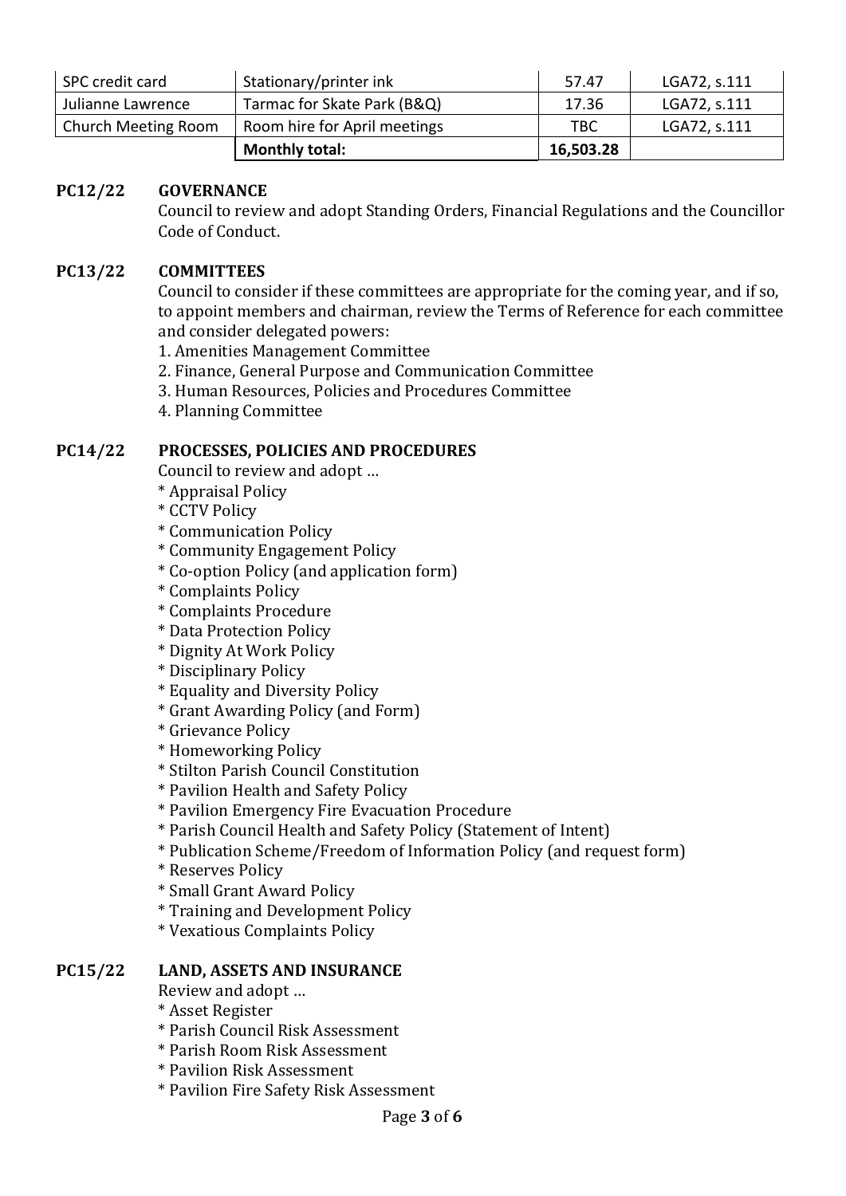| SPC credit card | Stationary/printer ink | 57.47 | LGA72, s.111 |
|---|---|---|---|
| Julianne Lawrence | Tarmac for Skate Park (B&Q) | 17.36 | LGA72, s.111 |
| Church Meeting Room | Room hire for April meetings | TBC | LGA72, s.111 |
| | **Monthly total:** | **16,503.28** | |

**PC12/22 GOVERNANCE**

Council to review and adopt Standing Orders, Financial Regulations and the Councillor Code of Conduct.

**PC13/22 COMMITTEES**

Council to consider if these committees are appropriate for the coming year, and if so, to appoint members and chairman, review the Terms of Reference for each committee and consider delegated powers:

1. Amenities Management Committee
2. Finance, General Purpose and Communication Committee
3. Human Resources, Policies and Procedures Committee
4. Planning Committee

**PC14/22 PROCESSES, POLICIES AND PROCEDURES**

Council to review and adopt …

* Appraisal Policy
* CCTV Policy
* Communication Policy
* Community Engagement Policy
* Co-option Policy (and application form)
* Complaints Policy
* Complaints Procedure
* Data Protection Policy
* Dignity At Work Policy
* Disciplinary Policy
* Equality and Diversity Policy
* Grant Awarding Policy (and Form)
* Grievance Policy
* Homeworking Policy
* Stilton Parish Council Constitution
* Pavilion Health and Safety Policy
* Pavilion Emergency Fire Evacuation Procedure
* Parish Council Health and Safety Policy (Statement of Intent)
* Publication Scheme/Freedom of Information Policy (and request form)
* Reserves Policy
* Small Grant Award Policy
* Training and Development Policy
* Vexatious Complaints Policy

**PC15/22 LAND, ASSETS AND INSURANCE**

Review and adopt …

* Asset Register
* Parish Council Risk Assessment
* Parish Room Risk Assessment
* Pavilion Risk Assessment
* Pavilion Fire Safety Risk Assessment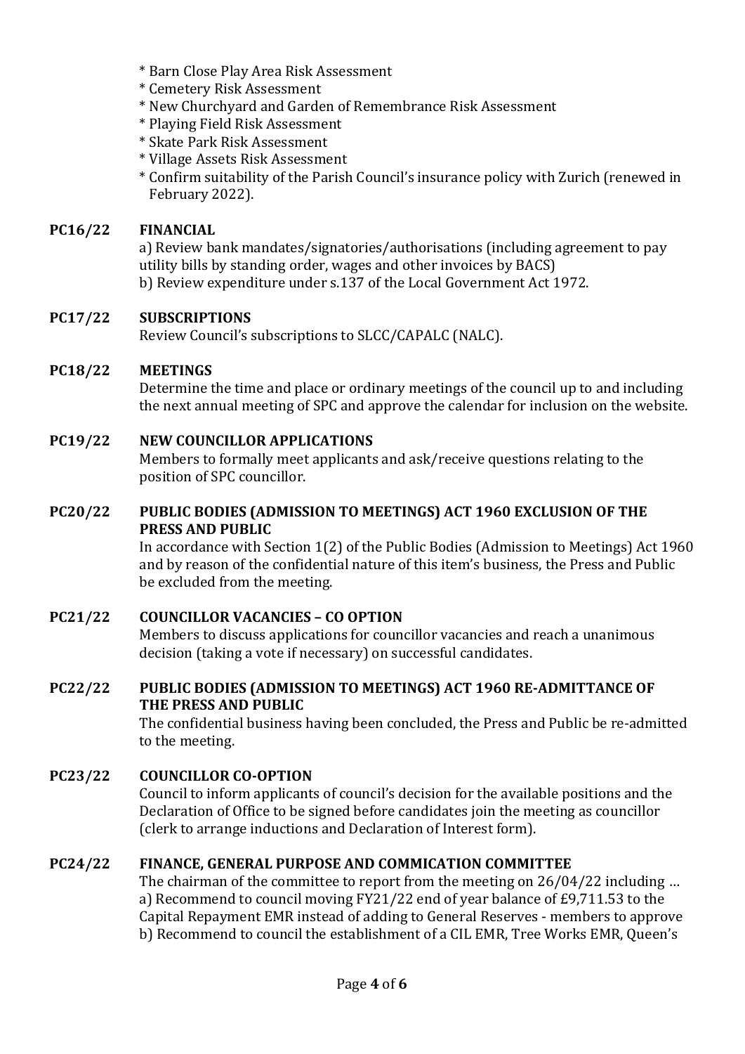* Barn Close Play Area Risk Assessment
* Cemetery Risk Assessment
* New Churchyard and Garden of Remembrance Risk Assessment
* Playing Field Risk Assessment
* Skate Park Risk Assessment
* Village Assets Risk Assessment
* Confirm suitability of the Parish Council's insurance policy with Zurich (renewed in February 2022).

**PC16/22 FINANCIAL**

a) Review bank mandates/signatories/authorisations (including agreement to pay utility bills by standing order, wages and other invoices by BACS)
b) Review expenditure under s.137 of the Local Government Act 1972.

**PC17/22 SUBSCRIPTIONS**

Review Council's subscriptions to SLCC/CAPALC (NALC).

**PC18/22 MEETINGS**

Determine the time and place or ordinary meetings of the council up to and including the next annual meeting of SPC and approve the calendar for inclusion on the website.

**PC19/22 NEW COUNCILLOR APPLICATIONS**

Members to formally meet applicants and ask/receive questions relating to the position of SPC councillor.

**PC20/22 PUBLIC BODIES (ADMISSION TO MEETINGS) ACT 1960 EXCLUSION OF THE PRESS AND PUBLIC**

In accordance with Section 1(2) of the Public Bodies (Admission to Meetings) Act 1960 and by reason of the confidential nature of this item's business, the Press and Public be excluded from the meeting.

**PC21/22 COUNCILLOR VACANCIES – CO OPTION**

Members to discuss applications for councillor vacancies and reach a unanimous decision (taking a vote if necessary) on successful candidates.

**PC22/22 PUBLIC BODIES (ADMISSION TO MEETINGS) ACT 1960 RE-ADMITTANCE OF THE PRESS AND PUBLIC**

The confidential business having been concluded, the Press and Public be re-admitted to the meeting.

**PC23/22 COUNCILLOR CO-OPTION**

Council to inform applicants of council's decision for the available positions and the Declaration of Office to be signed before candidates join the meeting as councillor (clerk to arrange inductions and Declaration of Interest form).

**PC24/22 FINANCE, GENERAL PURPOSE AND COMMICATION COMMITTEE**

The chairman of the committee to report from the meeting on 26/04/22 including …
a) Recommend to council moving FY21/22 end of year balance of £9,711.53 to the Capital Repayment EMR instead of adding to General Reserves - members to approve
b) Recommend to council the establishment of a CIL EMR, Tree Works EMR, Queen's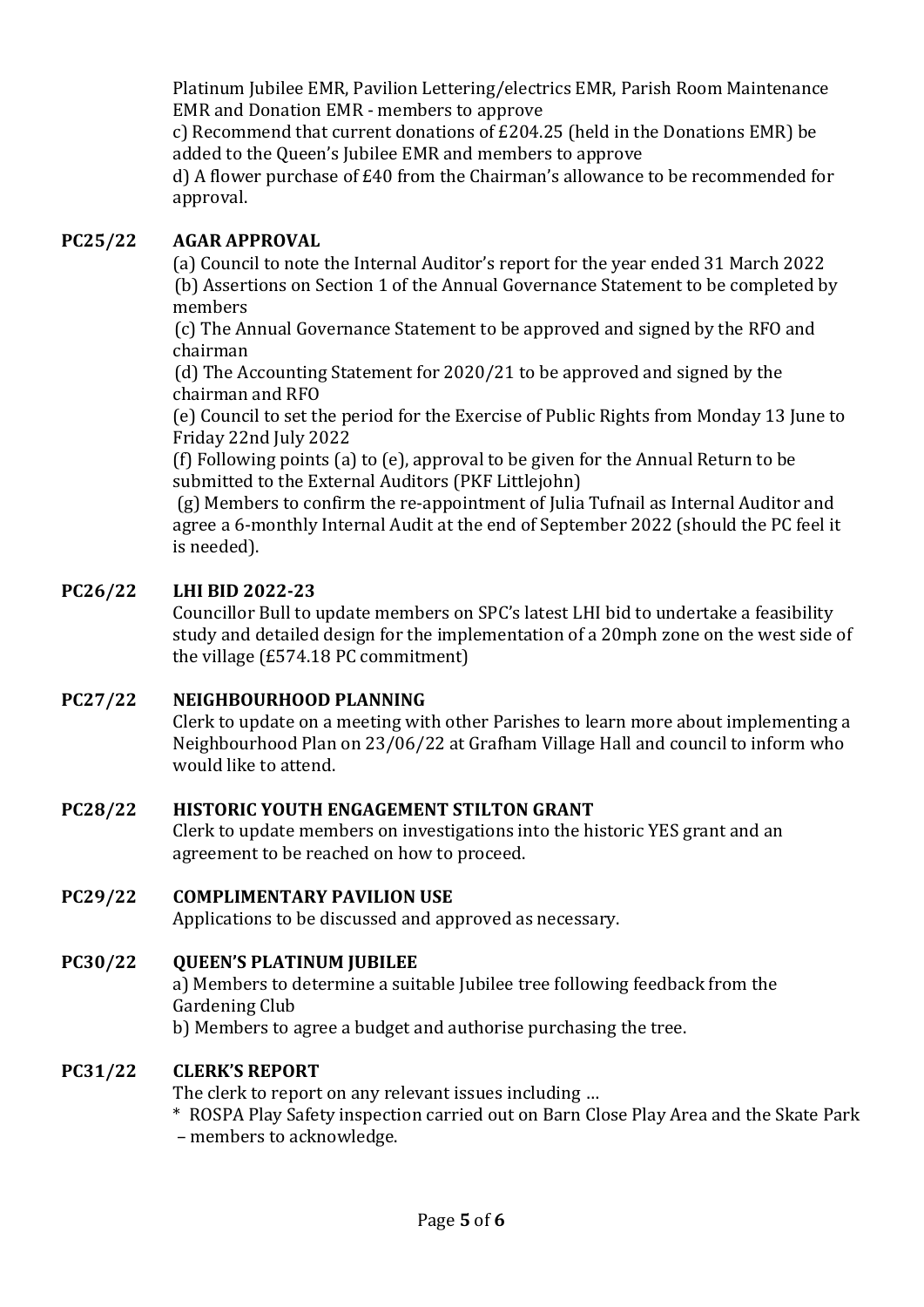Platinum Jubilee EMR, Pavilion Lettering/electrics EMR, Parish Room Maintenance EMR and Donation EMR - members to approve

c) Recommend that current donations of £204.25 (held in the Donations EMR) be added to the Queen's Jubilee EMR and members to approve

d) A flower purchase of £40 from the Chairman's allowance to be recommended for approval.

**PC25/22 AGAR APPROVAL**

(a) Council to note the Internal Auditor's report for the year ended 31 March 2022

(b) Assertions on Section 1 of the Annual Governance Statement to be completed by members

(c) The Annual Governance Statement to be approved and signed by the RFO and chairman

(d) The Accounting Statement for 2020/21 to be approved and signed by the chairman and RFO

(e) Council to set the period for the Exercise of Public Rights from Monday 13 June to Friday 22nd July 2022

(f) Following points (a) to (e), approval to be given for the Annual Return to be submitted to the External Auditors (PKF Littlejohn)

(g) Members to confirm the re-appointment of Julia Tufnail as Internal Auditor and agree a 6-monthly Internal Audit at the end of September 2022 (should the PC feel it is needed).

**PC26/22 LHI BID 2022-23**

Councillor Bull to update members on SPC's latest LHI bid to undertake a feasibility study and detailed design for the implementation of a 20mph zone on the west side of the village (£574.18 PC commitment)

**PC27/22 NEIGHBOURHOOD PLANNING**

Clerk to update on a meeting with other Parishes to learn more about implementing a Neighbourhood Plan on 23/06/22 at Grafham Village Hall and council to inform who would like to attend.

**PC28/22 HISTORIC YOUTH ENGAGEMENT STILTON GRANT**

Clerk to update members on investigations into the historic YES grant and an agreement to be reached on how to proceed.

**PC29/22 COMPLIMENTARY PAVILION USE**

Applications to be discussed and approved as necessary.

**PC30/22 QUEEN'S PLATINUM JUBILEE**

a) Members to determine a suitable Jubilee tree following feedback from the Gardening Club

b) Members to agree a budget and authorise purchasing the tree.

**PC31/22 CLERK'S REPORT**

The clerk to report on any relevant issues including …

* ROSPA Play Safety inspection carried out on Barn Close Play Area and the Skate Park – members to acknowledge.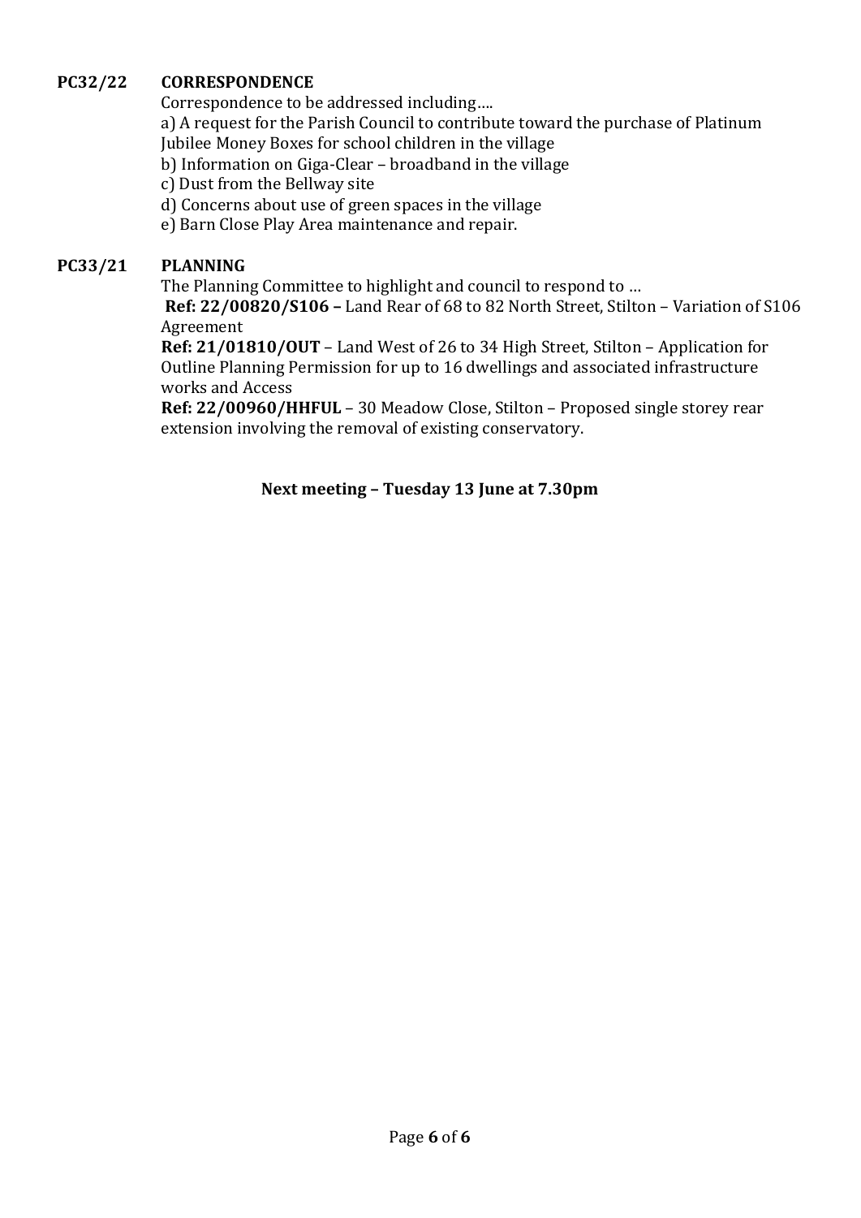**PC32/22 CORRESPONDENCE**

Correspondence to be addressed including….

a) A request for the Parish Council to contribute toward the purchase of Platinum Jubilee Money Boxes for school children in the village

b) Information on Giga-Clear – broadband in the village

c) Dust from the Bellway site

d) Concerns about use of green spaces in the village

e) Barn Close Play Area maintenance and repair.

**PC33/21 PLANNING**

The Planning Committee to highlight and council to respond to …

**Ref: 22/00820/S106 –** Land Rear of 68 to 82 North Street, Stilton – Variation of S106 Agreement

**Ref: 21/01810/OUT** – Land West of 26 to 34 High Street, Stilton – Application for Outline Planning Permission for up to 16 dwellings and associated infrastructure works and Access

**Ref: 22/00960/HHFUL** – 30 Meadow Close, Stilton – Proposed single storey rear extension involving the removal of existing conservatory.

**Next meeting – Tuesday 13 June at 7.30pm**